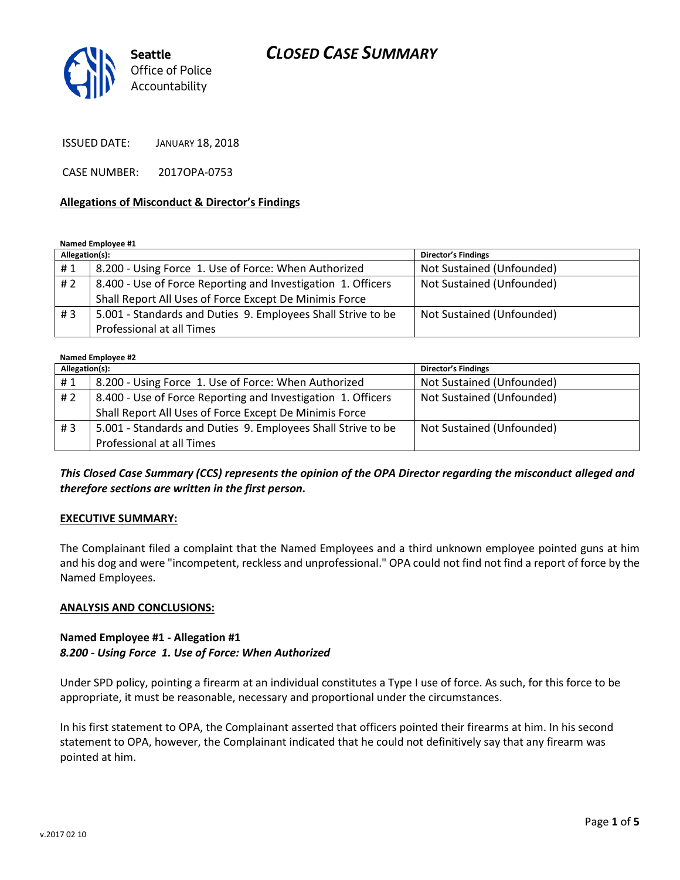# CLOSED CASE SUMMARY

Seattle Office of Police Accountability

ISSUED DATE: JANUARY 18, 2018

CASE NUMBER: 2017OPA-0753

**Allegations of Misconduct & Director's Findings**

**Named Employee #1**

| Allegation(s): | | Director's Findings |
|---|---|---|
| # 1 | 8.200 - Using Force 1. Use of Force: When Authorized | Not Sustained (Unfounded) |
| # 2 | 8.400 - Use of Force Reporting and Investigation 1. Officers Shall Report All Uses of Force Except De Minimis Force | Not Sustained (Unfounded) |
| # 3 | 5.001 - Standards and Duties 9. Employees Shall Strive to be Professional at all Times | Not Sustained (Unfounded) |

**Named Employee #2**

| Allegation(s): | | Director's Findings |
|---|---|---|
| # 1 | 8.200 - Using Force 1. Use of Force: When Authorized | Not Sustained (Unfounded) |
| # 2 | 8.400 - Use of Force Reporting and Investigation 1. Officers Shall Report All Uses of Force Except De Minimis Force | Not Sustained (Unfounded) |
| # 3 | 5.001 - Standards and Duties 9. Employees Shall Strive to be Professional at all Times | Not Sustained (Unfounded) |

***This Closed Case Summary (CCS) represents the opinion of the OPA Director regarding the misconduct alleged and therefore sections are written in the first person.***

**EXECUTIVE SUMMARY:**

The Complainant filed a complaint that the Named Employees and a third unknown employee pointed guns at him and his dog and were "incompetent, reckless and unprofessional." OPA could not find not find a report of force by the Named Employees.

**ANALYSIS AND CONCLUSIONS:**

**Named Employee #1 - Allegation #1**
***8.200 - Using Force 1. Use of Force: When Authorized***

Under SPD policy, pointing a firearm at an individual constitutes a Type I use of force. As such, for this force to be appropriate, it must be reasonable, necessary and proportional under the circumstances.

In his first statement to OPA, the Complainant asserted that officers pointed their firearms at him. In his second statement to OPA, however, the Complainant indicated that he could not definitively say that any firearm was pointed at him.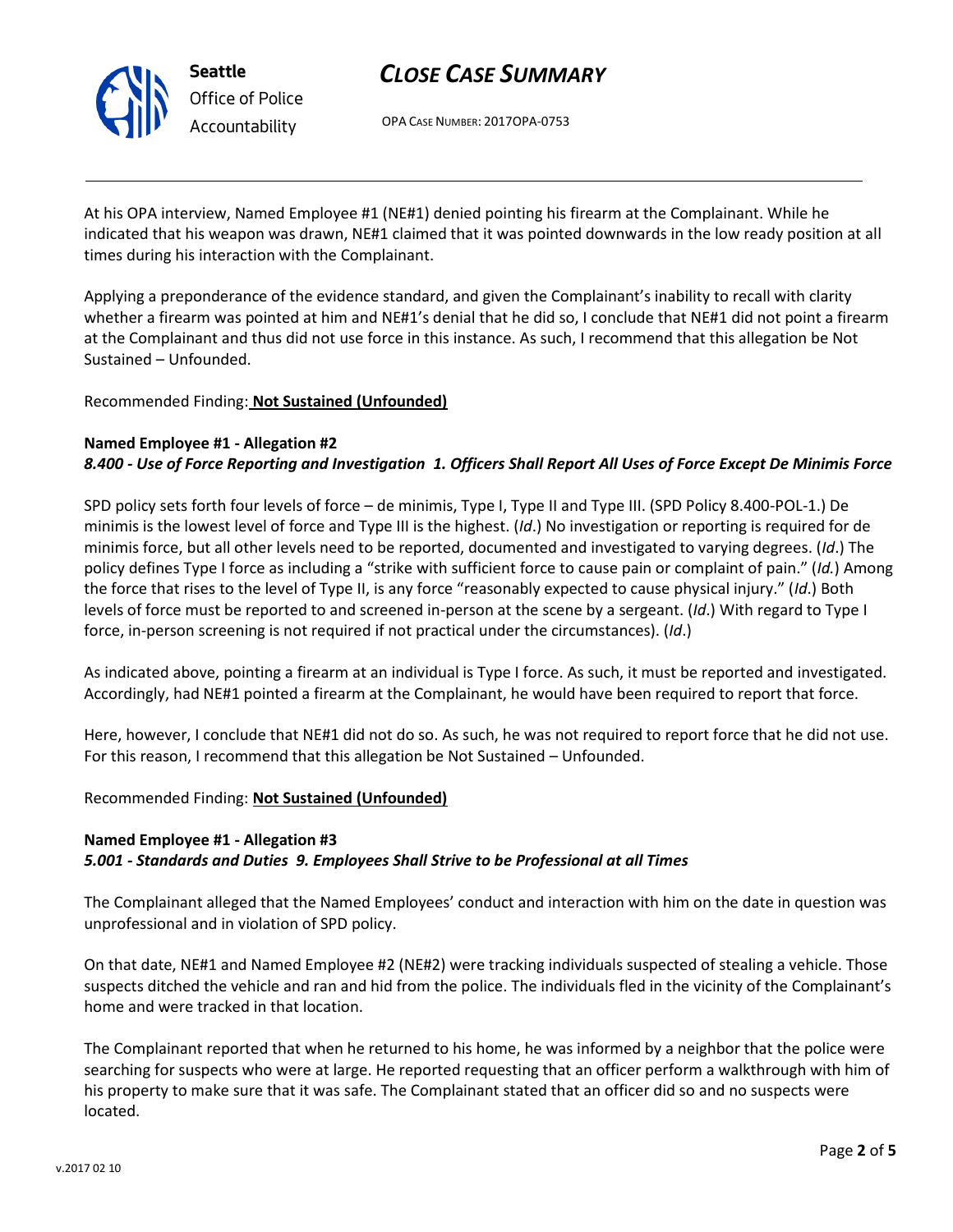At his OPA interview, Named Employee #1 (NE#1) denied pointing his firearm at the Complainant. While he indicated that his weapon was drawn, NE#1 claimed that it was pointed downwards in the low ready position at all times during his interaction with the Complainant.

Applying a preponderance of the evidence standard, and given the Complainant's inability to recall with clarity whether a firearm was pointed at him and NE#1's denial that he did so, I conclude that NE#1 did not point a firearm at the Complainant and thus did not use force in this instance. As such, I recommend that this allegation be Not Sustained – Unfounded.

Recommended Finding: **Not Sustained (Unfounded)**

**Named Employee #1 - Allegation #2**
***8.400 - Use of Force Reporting and Investigation 1. Officers Shall Report All Uses of Force Except De Minimis Force***

SPD policy sets forth four levels of force – de minimis, Type I, Type II and Type III. (SPD Policy 8.400-POL-1.) De minimis is the lowest level of force and Type III is the highest. (*Id*.) No investigation or reporting is required for de minimis force, but all other levels need to be reported, documented and investigated to varying degrees. (*Id*.) The policy defines Type I force as including a "strike with sufficient force to cause pain or complaint of pain." (*Id.*) Among the force that rises to the level of Type II, is any force "reasonably expected to cause physical injury." (*Id*.) Both levels of force must be reported to and screened in-person at the scene by a sergeant. (*Id*.) With regard to Type I force, in-person screening is not required if not practical under the circumstances). (*Id*.)

As indicated above, pointing a firearm at an individual is Type I force. As such, it must be reported and investigated. Accordingly, had NE#1 pointed a firearm at the Complainant, he would have been required to report that force.

Here, however, I conclude that NE#1 did not do so. As such, he was not required to report force that he did not use. For this reason, I recommend that this allegation be Not Sustained – Unfounded.

Recommended Finding: **Not Sustained (Unfounded)**

**Named Employee #1 - Allegation #3**
***5.001 - Standards and Duties 9. Employees Shall Strive to be Professional at all Times***

The Complainant alleged that the Named Employees' conduct and interaction with him on the date in question was unprofessional and in violation of SPD policy.

On that date, NE#1 and Named Employee #2 (NE#2) were tracking individuals suspected of stealing a vehicle. Those suspects ditched the vehicle and ran and hid from the police. The individuals fled in the vicinity of the Complainant's home and were tracked in that location.

The Complainant reported that when he returned to his home, he was informed by a neighbor that the police were searching for suspects who were at large. He reported requesting that an officer perform a walkthrough with him of his property to make sure that it was safe. The Complainant stated that an officer did so and no suspects were located.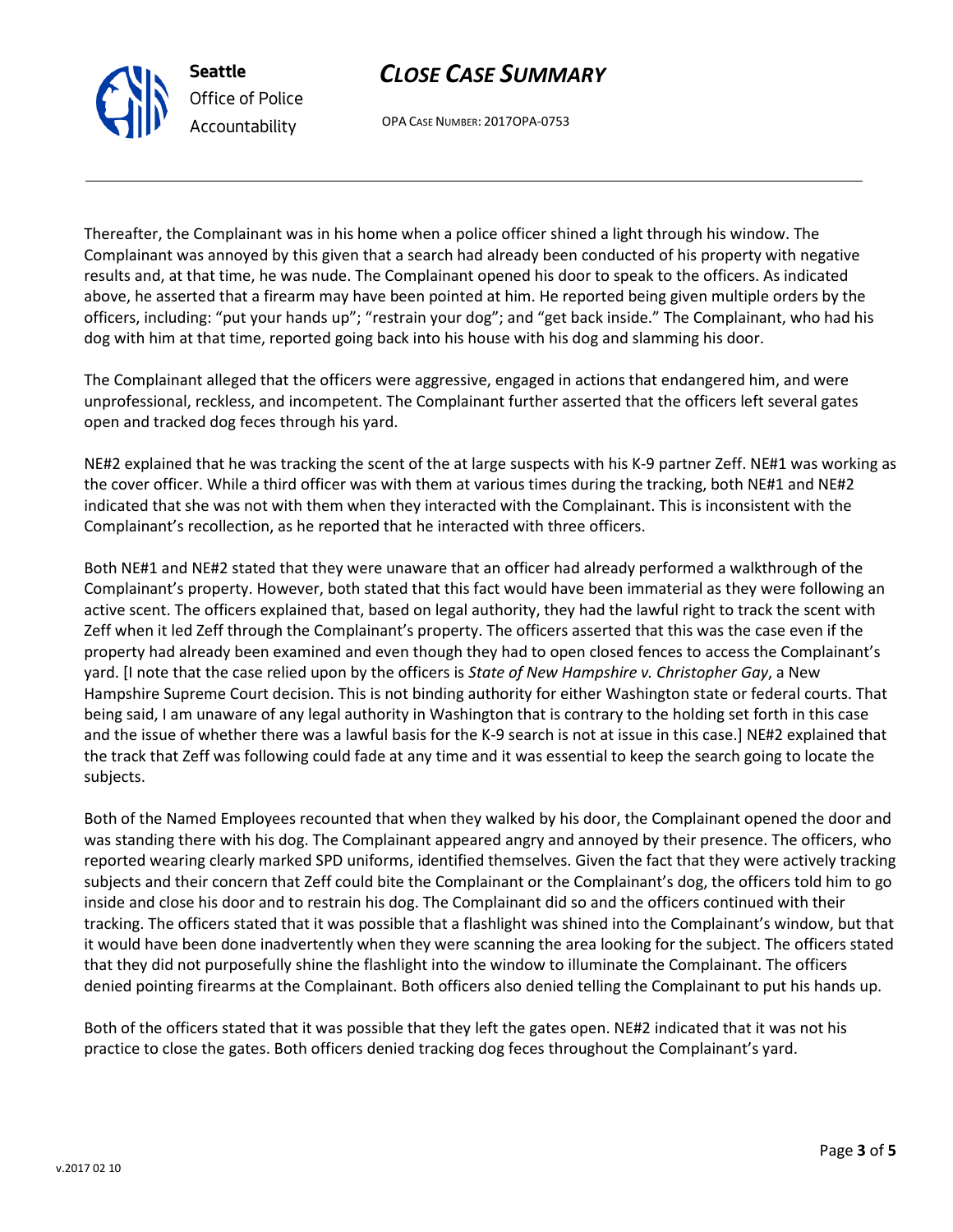Thereafter, the Complainant was in his home when a police officer shined a light through his window. The Complainant was annoyed by this given that a search had already been conducted of his property with negative results and, at that time, he was nude. The Complainant opened his door to speak to the officers. As indicated above, he asserted that a firearm may have been pointed at him. He reported being given multiple orders by the officers, including: "put your hands up"; "restrain your dog"; and "get back inside." The Complainant, who had his dog with him at that time, reported going back into his house with his dog and slamming his door.

The Complainant alleged that the officers were aggressive, engaged in actions that endangered him, and were unprofessional, reckless, and incompetent. The Complainant further asserted that the officers left several gates open and tracked dog feces through his yard.

NE#2 explained that he was tracking the scent of the at large suspects with his K-9 partner Zeff. NE#1 was working as the cover officer. While a third officer was with them at various times during the tracking, both NE#1 and NE#2 indicated that she was not with them when they interacted with the Complainant. This is inconsistent with the Complainant's recollection, as he reported that he interacted with three officers.

Both NE#1 and NE#2 stated that they were unaware that an officer had already performed a walkthrough of the Complainant's property. However, both stated that this fact would have been immaterial as they were following an active scent. The officers explained that, based on legal authority, they had the lawful right to track the scent with Zeff when it led Zeff through the Complainant's property. The officers asserted that this was the case even if the property had already been examined and even though they had to open closed fences to access the Complainant's yard. [I note that the case relied upon by the officers is *State of New Hampshire v. Christopher Gay*, a New Hampshire Supreme Court decision. This is not binding authority for either Washington state or federal courts. That being said, I am unaware of any legal authority in Washington that is contrary to the holding set forth in this case and the issue of whether there was a lawful basis for the K-9 search is not at issue in this case.] NE#2 explained that the track that Zeff was following could fade at any time and it was essential to keep the search going to locate the subjects.

Both of the Named Employees recounted that when they walked by his door, the Complainant opened the door and was standing there with his dog. The Complainant appeared angry and annoyed by their presence. The officers, who reported wearing clearly marked SPD uniforms, identified themselves. Given the fact that they were actively tracking subjects and their concern that Zeff could bite the Complainant or the Complainant's dog, the officers told him to go inside and close his door and to restrain his dog. The Complainant did so and the officers continued with their tracking. The officers stated that it was possible that a flashlight was shined into the Complainant's window, but that it would have been done inadvertently when they were scanning the area looking for the subject. The officers stated that they did not purposefully shine the flashlight into the window to illuminate the Complainant. The officers denied pointing firearms at the Complainant. Both officers also denied telling the Complainant to put his hands up.

Both of the officers stated that it was possible that they left the gates open. NE#2 indicated that it was not his practice to close the gates. Both officers denied tracking dog feces throughout the Complainant's yard.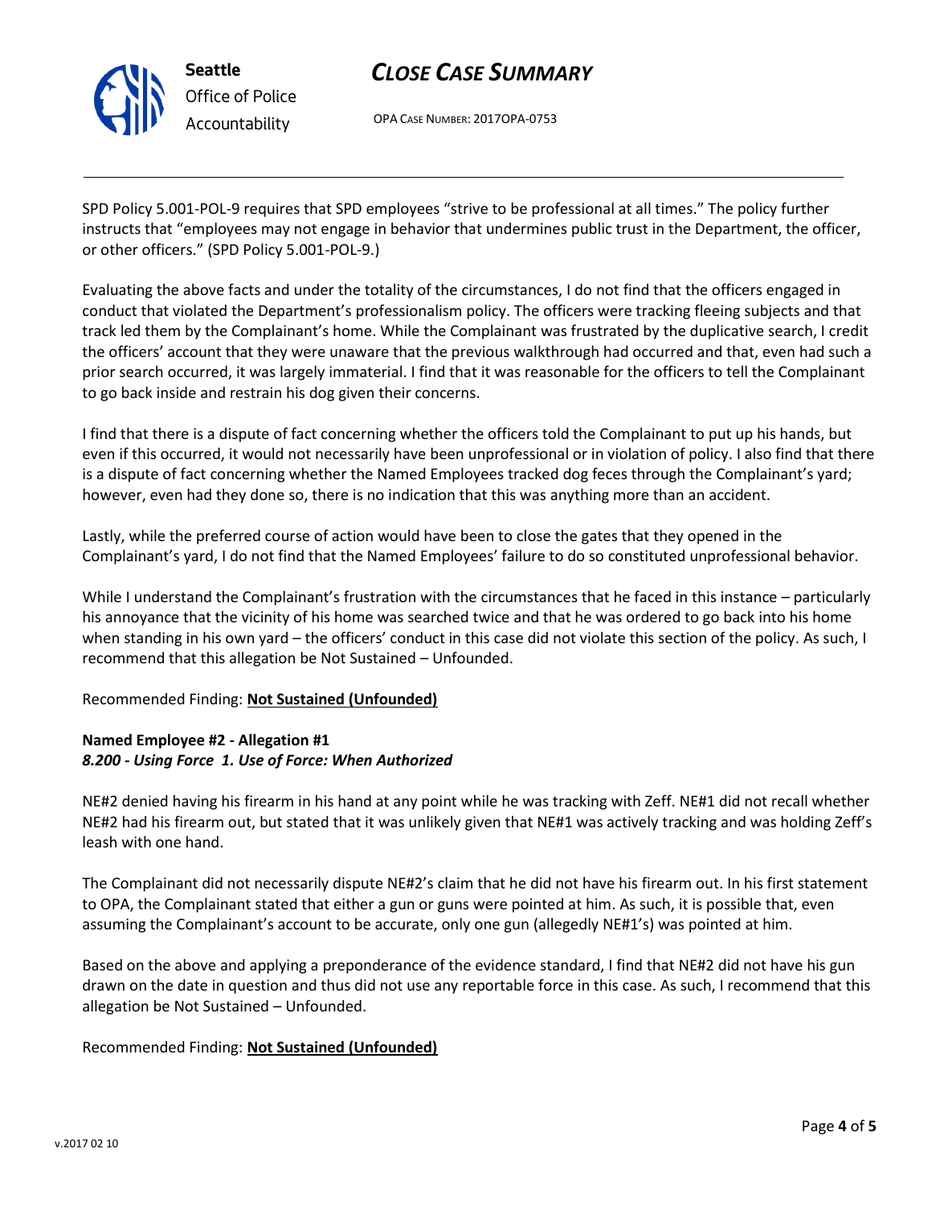SPD Policy 5.001-POL-9 requires that SPD employees "strive to be professional at all times." The policy further instructs that "employees may not engage in behavior that undermines public trust in the Department, the officer, or other officers." (SPD Policy 5.001-POL-9.)

Evaluating the above facts and under the totality of the circumstances, I do not find that the officers engaged in conduct that violated the Department's professionalism policy. The officers were tracking fleeing subjects and that track led them by the Complainant's home. While the Complainant was frustrated by the duplicative search, I credit the officers' account that they were unaware that the previous walkthrough had occurred and that, even had such a prior search occurred, it was largely immaterial. I find that it was reasonable for the officers to tell the Complainant to go back inside and restrain his dog given their concerns.

I find that there is a dispute of fact concerning whether the officers told the Complainant to put up his hands, but even if this occurred, it would not necessarily have been unprofessional or in violation of policy. I also find that there is a dispute of fact concerning whether the Named Employees tracked dog feces through the Complainant's yard; however, even had they done so, there is no indication that this was anything more than an accident.

Lastly, while the preferred course of action would have been to close the gates that they opened in the Complainant's yard, I do not find that the Named Employees' failure to do so constituted unprofessional behavior.

While I understand the Complainant's frustration with the circumstances that he faced in this instance – particularly his annoyance that the vicinity of his home was searched twice and that he was ordered to go back into his home when standing in his own yard – the officers' conduct in this case did not violate this section of the policy. As such, I recommend that this allegation be Not Sustained – Unfounded.

Recommended Finding: **Not Sustained (Unfounded)**

**Named Employee #2 - Allegation #1**
***8.200 - Using Force 1. Use of Force: When Authorized***

NE#2 denied having his firearm in his hand at any point while he was tracking with Zeff. NE#1 did not recall whether NE#2 had his firearm out, but stated that it was unlikely given that NE#1 was actively tracking and was holding Zeff's leash with one hand.

The Complainant did not necessarily dispute NE#2's claim that he did not have his firearm out. In his first statement to OPA, the Complainant stated that either a gun or guns were pointed at him. As such, it is possible that, even assuming the Complainant's account to be accurate, only one gun (allegedly NE#1's) was pointed at him.

Based on the above and applying a preponderance of the evidence standard, I find that NE#2 did not have his gun drawn on the date in question and thus did not use any reportable force in this case. As such, I recommend that this allegation be Not Sustained – Unfounded.

Recommended Finding: **Not Sustained (Unfounded)**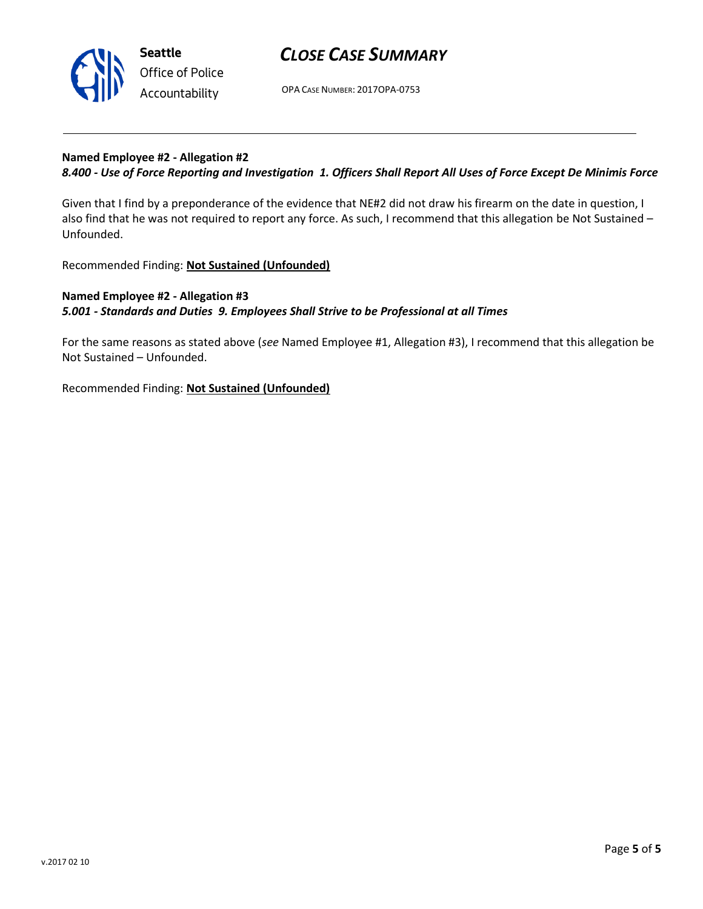**Named Employee #2 - Allegation #2**
***8.400 - Use of Force Reporting and Investigation 1. Officers Shall Report All Uses of Force Except De Minimis Force***

Given that I find by a preponderance of the evidence that NE#2 did not draw his firearm on the date in question, I also find that he was not required to report any force. As such, I recommend that this allegation be Not Sustained – Unfounded.

Recommended Finding: **Not Sustained (Unfounded)**

**Named Employee #2 - Allegation #3**
***5.001 - Standards and Duties 9. Employees Shall Strive to be Professional at all Times***

For the same reasons as stated above (*see* Named Employee #1, Allegation #3), I recommend that this allegation be Not Sustained – Unfounded.

Recommended Finding: **Not Sustained (Unfounded)**